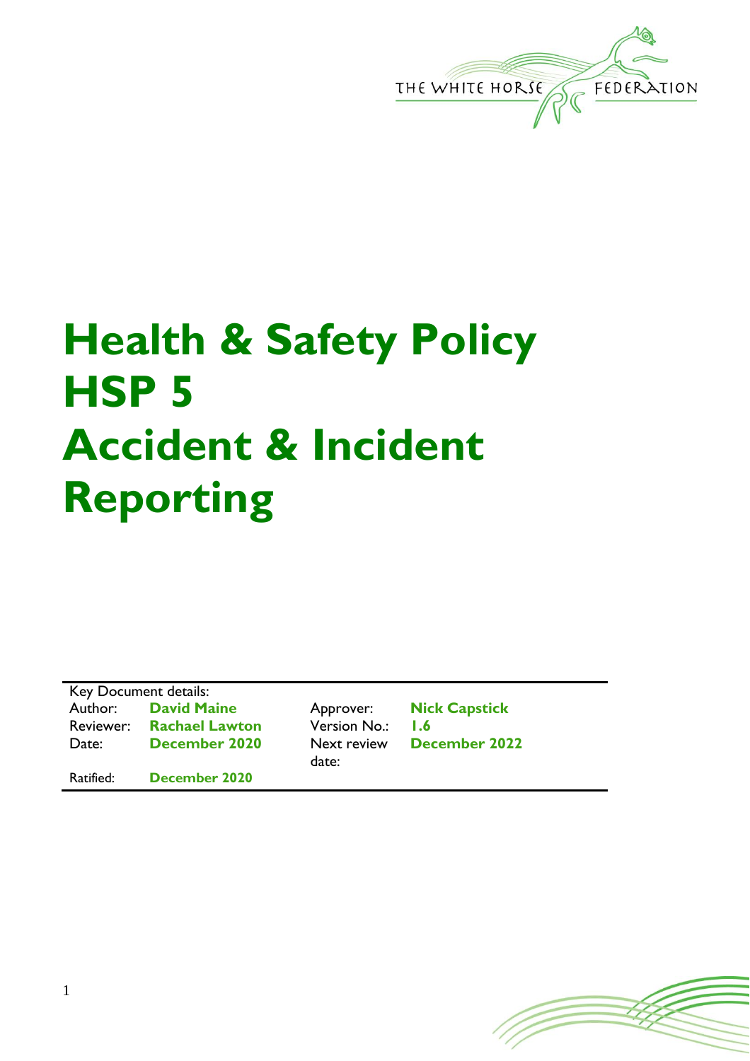THE WHITE HORSE FEDERATION

# Health & Safety Policy HSP 5 Accident & Incident Reporting

Key Document details:

| Author: | **David Maine** | Approver: | **Nick Capstick** |
|---|---|---|---|
| Reviewer: | **Rachael Lawton** | Version No.: | **1.6** |
| Date: | **December 2020** | Next review date: | **December 2022** |
| Ratified: | **December 2020** | | |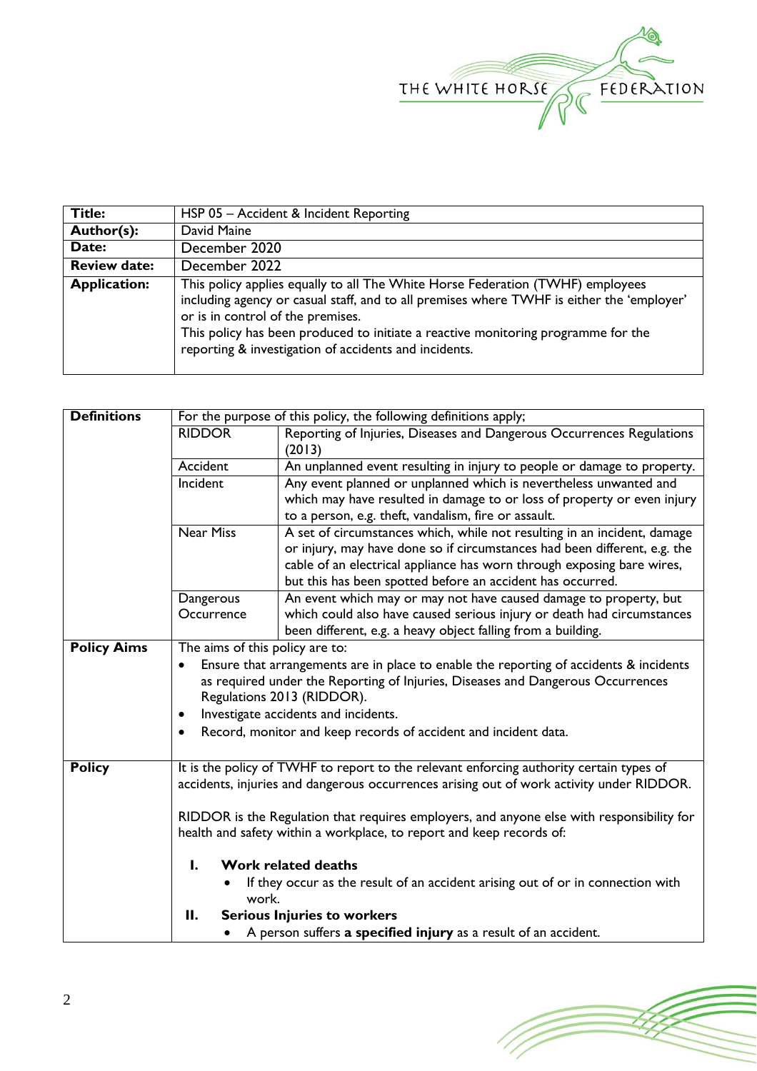| | |
|---|---|
| **Title:** | HSP 05 – Accident & Incident Reporting |
| **Author(s):** | David Maine |
| **Date:** | December 2020 |
| **Review date:** | December 2022 |
| **Application:** | This policy applies equally to all The White Horse Federation (TWHF) employees including agency or casual staff, and to all premises where TWHF is either the 'employer' or is in control of the premises.<br>This policy has been produced to initiate a reactive monitoring programme for the reporting & investigation of accidents and incidents. |

| | | |
|---|---|---|
| **Definitions** | For the purpose of this policy, the following definitions apply; | |
| | RIDDOR | Reporting of Injuries, Diseases and Dangerous Occurrences Regulations (2013) |
| | Accident | An unplanned event resulting in injury to people or damage to property. |
| | Incident | Any event planned or unplanned which is nevertheless unwanted and which may have resulted in damage to or loss of property or even injury to a person, e.g. theft, vandalism, fire or assault. |
| | Near Miss | A set of circumstances which, while not resulting in an incident, damage or injury, may have done so if circumstances had been different, e.g. the cable of an electrical appliance has worn through exposing bare wires, but this has been spotted before an accident has occurred. |
| | Dangerous Occurrence | An event which may or may not have caused damage to property, but which could also have caused serious injury or death had circumstances been different, e.g. a heavy object falling from a building. |
| **Policy Aims** | The aims of this policy are to:<br>• Ensure that arrangements are in place to enable the reporting of accidents & incidents as required under the Reporting of Injuries, Diseases and Dangerous Occurrences Regulations 2013 (RIDDOR).<br>• Investigate accidents and incidents.<br>• Record, monitor and keep records of accident and incident data. | |
| **Policy** | It is the policy of TWHF to report to the relevant enforcing authority certain types of accidents, injuries and dangerous occurrences arising out of work activity under RIDDOR.<br><br>RIDDOR is the Regulation that requires employers, and anyone else with responsibility for health and safety within a workplace, to report and keep records of:<br><br>**I. Work related deaths**<br>• If they occur as the result of an accident arising out of or in connection with work.<br>**II. Serious Injuries to workers**<br>• A person suffers **a specified injury** as a result of an accident. | |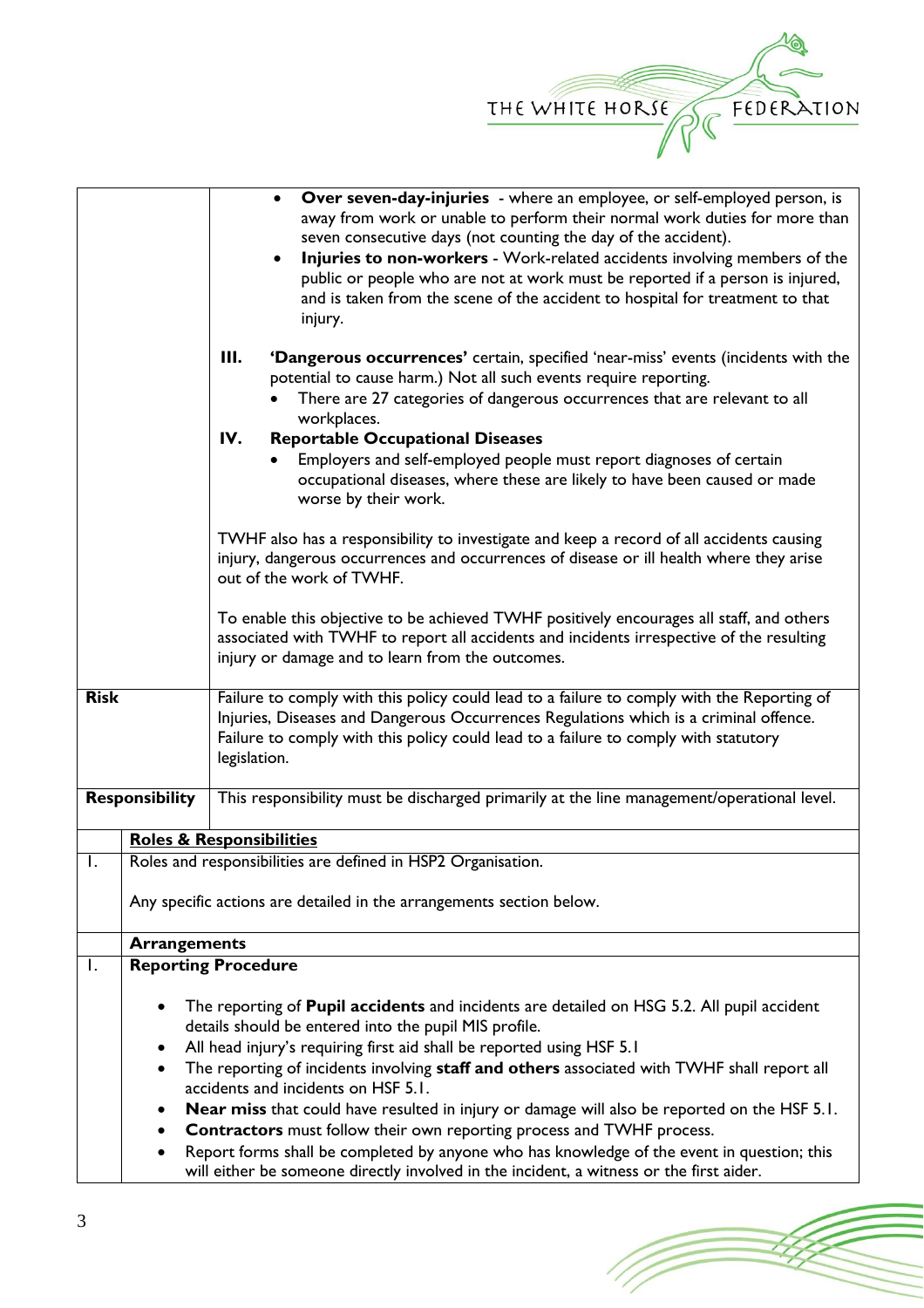| | |
|---|---|
| | • **Over seven-day-injuries** - where an employee, or self-employed person, is away from work or unable to perform their normal work duties for more than seven consecutive days (not counting the day of the accident).<br>• **Injuries to non-workers** - Work-related accidents involving members of the public or people who are not at work must be reported if a person is injured, and is taken from the scene of the accident to hospital for treatment to that injury.<br><br>**III. 'Dangerous occurrences'** certain, specified 'near-miss' events (incidents with the potential to cause harm.) Not all such events require reporting.<br>• There are 27 categories of dangerous occurrences that are relevant to all workplaces.<br>**IV. Reportable Occupational Diseases**<br>• Employers and self-employed people must report diagnoses of certain occupational diseases, where these are likely to have been caused or made worse by their work.<br><br>TWHF also has a responsibility to investigate and keep a record of all accidents causing injury, dangerous occurrences and occurrences of disease or ill health where they arise out of the work of TWHF.<br><br>To enable this objective to be achieved TWHF positively encourages all staff, and others associated with TWHF to report all accidents and incidents irrespective of the resulting injury or damage and to learn from the outcomes. |
| **Risk** | Failure to comply with this policy could lead to a failure to comply with the Reporting of Injuries, Diseases and Dangerous Occurrences Regulations which is a criminal offence. Failure to comply with this policy could lead to a failure to comply with statutory legislation. |
| **Responsibility** | This responsibility must be discharged primarily at the line management/operational level. |

| | |
|---|---|
| | **Roles & Responsibilities** |
| 1. | Roles and responsibilities are defined in HSP2 Organisation.<br><br>Any specific actions are detailed in the arrangements section below. |
| | **Arrangements** |
| 1. | **Reporting Procedure**<br><br>• The reporting of **Pupil accidents** and incidents are detailed on HSG 5.2. All pupil accident details should be entered into the pupil MIS profile.<br>• All head injury's requiring first aid shall be reported using HSF 5.1<br>• The reporting of incidents involving **staff and others** associated with TWHF shall report all accidents and incidents on HSF 5.1.<br>• **Near miss** that could have resulted in injury or damage will also be reported on the HSF 5.1.<br>• **Contractors** must follow their own reporting process and TWHF process.<br>• Report forms shall be completed by anyone who has knowledge of the event in question; this will either be someone directly involved in the incident, a witness or the first aider. |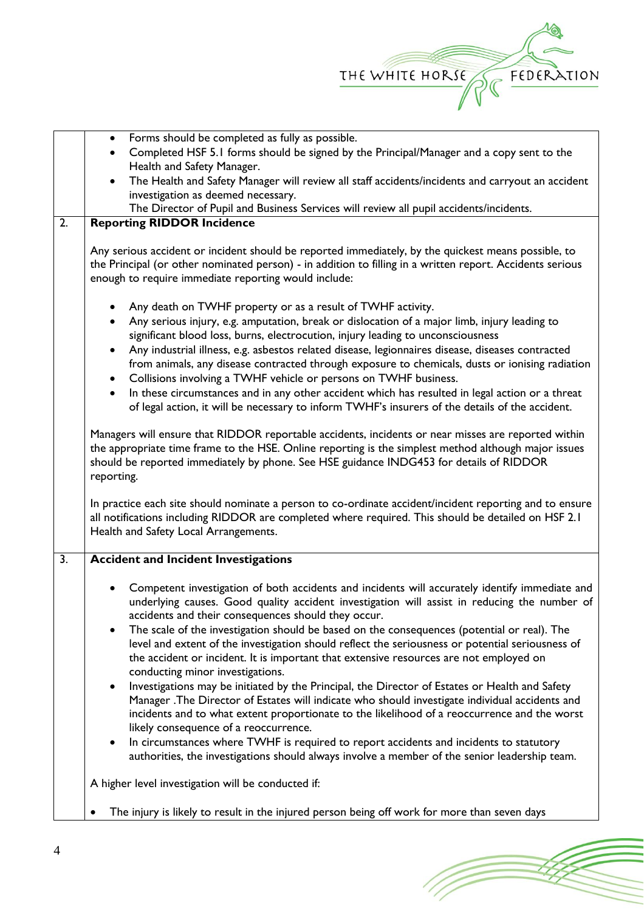|  |  |
| --- | --- |
|  | • Forms should be completed as fully as possible.<br>• Completed HSF 5.1 forms should be signed by the Principal/Manager and a copy sent to the Health and Safety Manager.<br>• The Health and Safety Manager will review all staff accidents/incidents and carryout an accident investigation as deemed necessary.<br>The Director of Pupil and Business Services will review all pupil accidents/incidents. |
| 2. | **Reporting RIDDOR Incidence**<br><br>Any serious accident or incident should be reported immediately, by the quickest means possible, to the Principal (or other nominated person) - in addition to filling in a written report. Accidents serious enough to require immediate reporting would include:<br><br>• Any death on TWHF property or as a result of TWHF activity.<br>• Any serious injury, e.g. amputation, break or dislocation of a major limb, injury leading to significant blood loss, burns, electrocution, injury leading to unconsciousness<br>• Any industrial illness, e.g. asbestos related disease, legionnaires disease, diseases contracted from animals, any disease contracted through exposure to chemicals, dusts or ionising radiation<br>• Collisions involving a TWHF vehicle or persons on TWHF business.<br>• In these circumstances and in any other accident which has resulted in legal action or a threat of legal action, it will be necessary to inform TWHF's insurers of the details of the accident.<br><br>Managers will ensure that RIDDOR reportable accidents, incidents or near misses are reported within the appropriate time frame to the HSE. Online reporting is the simplest method although major issues should be reported immediately by phone. See HSE guidance INDG453 for details of RIDDOR reporting.<br><br>In practice each site should nominate a person to co-ordinate accident/incident reporting and to ensure all notifications including RIDDOR are completed where required. This should be detailed on HSF 2.1 Health and Safety Local Arrangements. |
| 3. | **Accident and Incident Investigations**<br><br>• Competent investigation of both accidents and incidents will accurately identify immediate and underlying causes. Good quality accident investigation will assist in reducing the number of accidents and their consequences should they occur.<br>• The scale of the investigation should be based on the consequences (potential or real). The level and extent of the investigation should reflect the seriousness or potential seriousness of the accident or incident. It is important that extensive resources are not employed on conducting minor investigations.<br>• Investigations may be initiated by the Principal, the Director of Estates or Health and Safety Manager .The Director of Estates will indicate who should investigate individual accidents and incidents and to what extent proportionate to the likelihood of a reoccurrence and the worst likely consequence of a reoccurrence.<br>• In circumstances where TWHF is required to report accidents and incidents to statutory authorities, the investigations should always involve a member of the senior leadership team.<br><br>A higher level investigation will be conducted if:<br><br>• The injury is likely to result in the injured person being off work for more than seven days |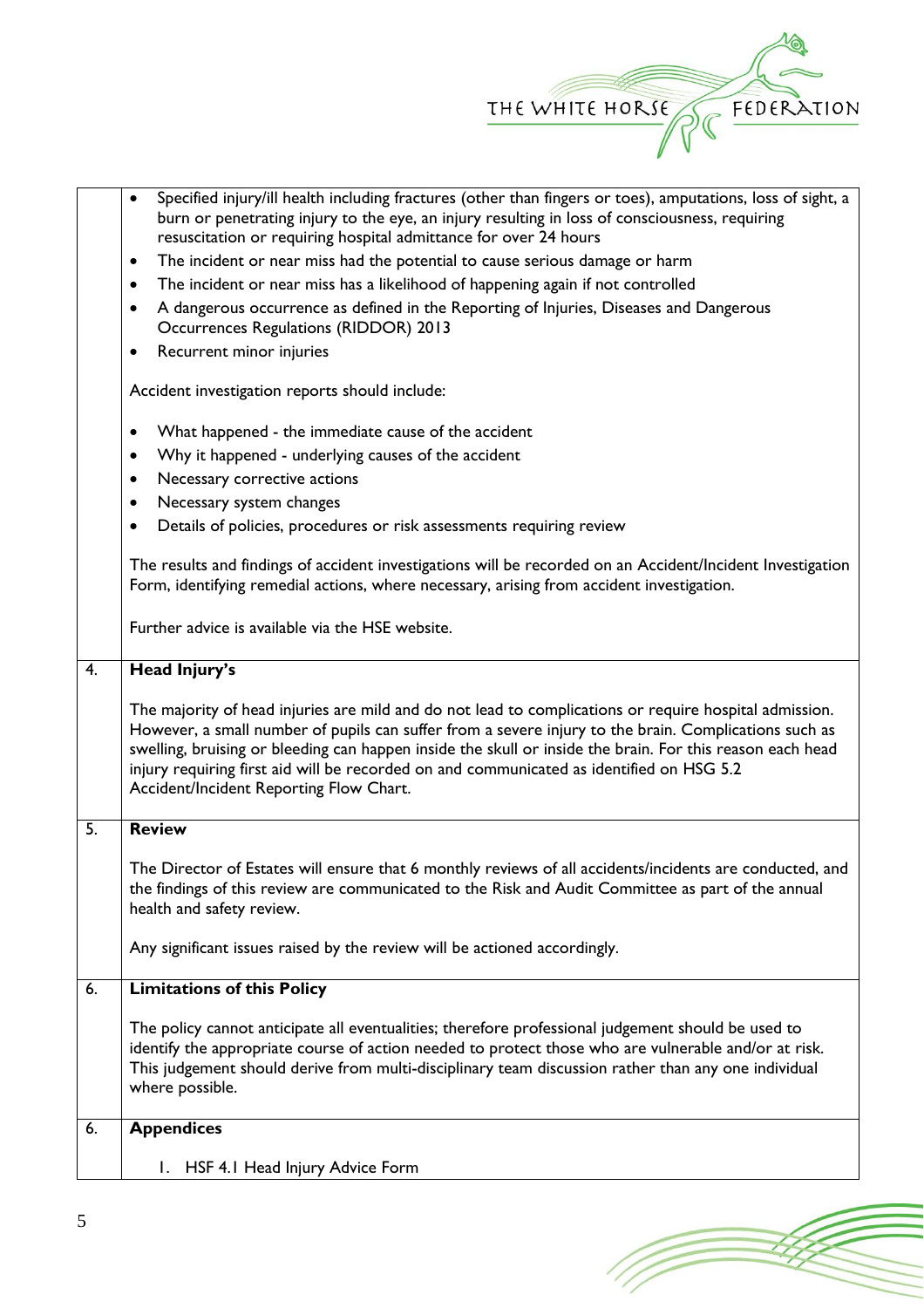- Specified injury/ill health including fractures (other than fingers or toes), amputations, loss of sight, a burn or penetrating injury to the eye, an injury resulting in loss of consciousness, requiring resuscitation or requiring hospital admittance for over 24 hours
- The incident or near miss had the potential to cause serious damage or harm
- The incident or near miss has a likelihood of happening again if not controlled
- A dangerous occurrence as defined in the Reporting of Injuries, Diseases and Dangerous Occurrences Regulations (RIDDOR) 2013
- Recurrent minor injuries

Accident investigation reports should include:

- What happened - the immediate cause of the accident
- Why it happened - underlying causes of the accident
- Necessary corrective actions
- Necessary system changes
- Details of policies, procedures or risk assessments requiring review

The results and findings of accident investigations will be recorded on an Accident/Incident Investigation Form, identifying remedial actions, where necessary, arising from accident investigation.

Further advice is available via the HSE website.

## 4. Head Injury's

The majority of head injuries are mild and do not lead to complications or require hospital admission. However, a small number of pupils can suffer from a severe injury to the brain. Complications such as swelling, bruising or bleeding can happen inside the skull or inside the brain. For this reason each head injury requiring first aid will be recorded on and communicated as identified on HSG 5.2 Accident/Incident Reporting Flow Chart.

## 5. Review

The Director of Estates will ensure that 6 monthly reviews of all accidents/incidents are conducted, and the findings of this review are communicated to the Risk and Audit Committee as part of the annual health and safety review.

Any significant issues raised by the review will be actioned accordingly.

## 6. Limitations of this Policy

The policy cannot anticipate all eventualities; therefore professional judgement should be used to identify the appropriate course of action needed to protect those who are vulnerable and/or at risk. This judgement should derive from multi-disciplinary team discussion rather than any one individual where possible.

## 6. Appendices

1. HSF 4.1 Head Injury Advice Form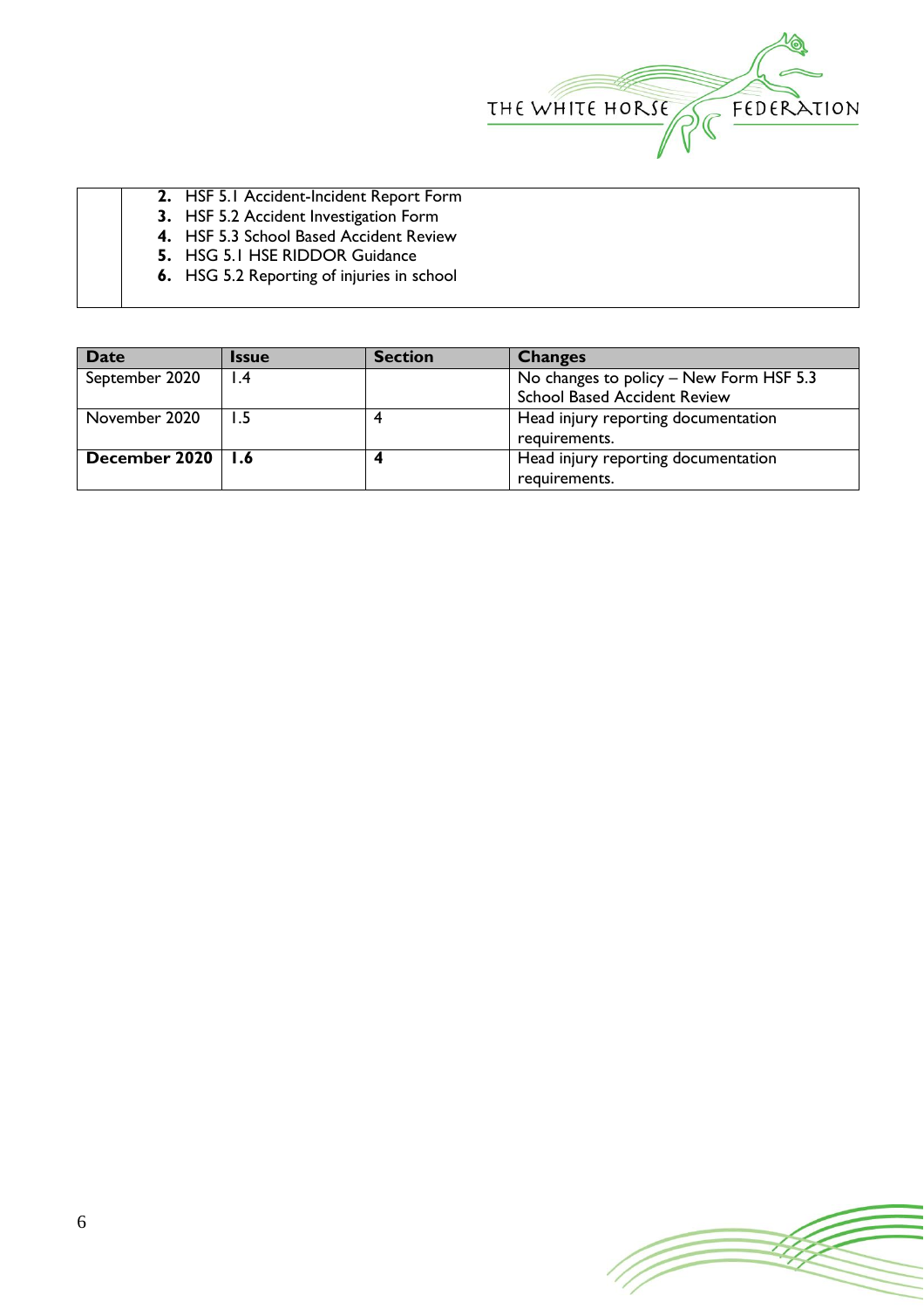|  | 2. HSF 5.1 Accident-Incident Report Form<br>3. HSF 5.2 Accident Investigation Form<br>4. HSF 5.3 School Based Accident Review<br>5. HSG 5.1 HSE RIDDOR Guidance<br>6. HSG 5.2 Reporting of injuries in school |
|---|---|

| Date | Issue | Section | Changes |
|---|---|---|---|
| September 2020 | 1.4 | | No changes to policy – New Form HSF 5.3 School Based Accident Review |
| November 2020 | 1.5 | 4 | Head injury reporting documentation requirements. |
| **December 2020** | **1.6** | **4** | Head injury reporting documentation requirements. |